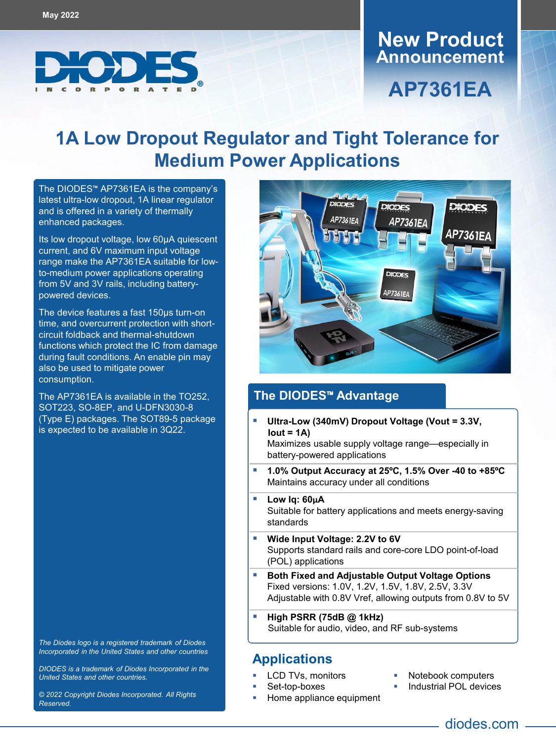May 2022

DIODES INCORPORATED

# New Product Announcement

# AP7361EA

## 1A Low Dropout Regulator and Tight Tolerance for Medium Power Applications

The DIODES™ AP7361EA is the company's latest ultra-low dropout, 1A linear regulator and is offered in a variety of thermally enhanced packages.

Its low dropout voltage, low 60µA quiescent current, and 6V maximum input voltage range make the AP7361EA suitable for low-to-medium power applications operating from 5V and 3V rails, including battery-powered devices.

The device features a fast 150µs turn-on time, and overcurrent protection with short-circuit foldback and thermal-shutdown functions which protect the IC from damage during fault conditions. An enable pin may also be used to mitigate power consumption.

The AP7361EA is available in the TO252, SOT223, SO-8EP, and U-DFN3030-8 (Type E) packages. The SOT89-5 package is expected to be available in 3Q22.

*The Diodes logo is a registered trademark of Diodes Incorporated in the United States and other countries*

*DIODES is a trademark of Diodes Incorporated in the United States and other countries.*

*© 2022 Copyright Diodes Incorporated. All Rights Reserved.*

## The DIODES™ Advantage

- **Ultra-Low (340mV) Dropout Voltage (Vout = 3.3V, Iout = 1A)**
  Maximizes usable supply voltage range—especially in battery-powered applications
- **1.0% Output Accuracy at 25ºC, 1.5% Over -40 to +85ºC**
  Maintains accuracy under all conditions
- **Low Iq: 60µA**
  Suitable for battery applications and meets energy-saving standards
- **Wide Input Voltage: 2.2V to 6V**
  Supports standard rails and core-core LDO point-of-load (POL) applications
- **Both Fixed and Adjustable Output Voltage Options**
  Fixed versions: 1.0V, 1.2V, 1.5V, 1.8V, 2.5V, 3.3V
  Adjustable with 0.8V Vref, allowing outputs from 0.8V to 5V
- **High PSRR (75dB @ 1kHz)**
  Suitable for audio, video, and RF sub-systems

## Applications

- LCD TVs, monitors
- Set-top-boxes
- Home appliance equipment
- Notebook computers
- Industrial POL devices

diodes.com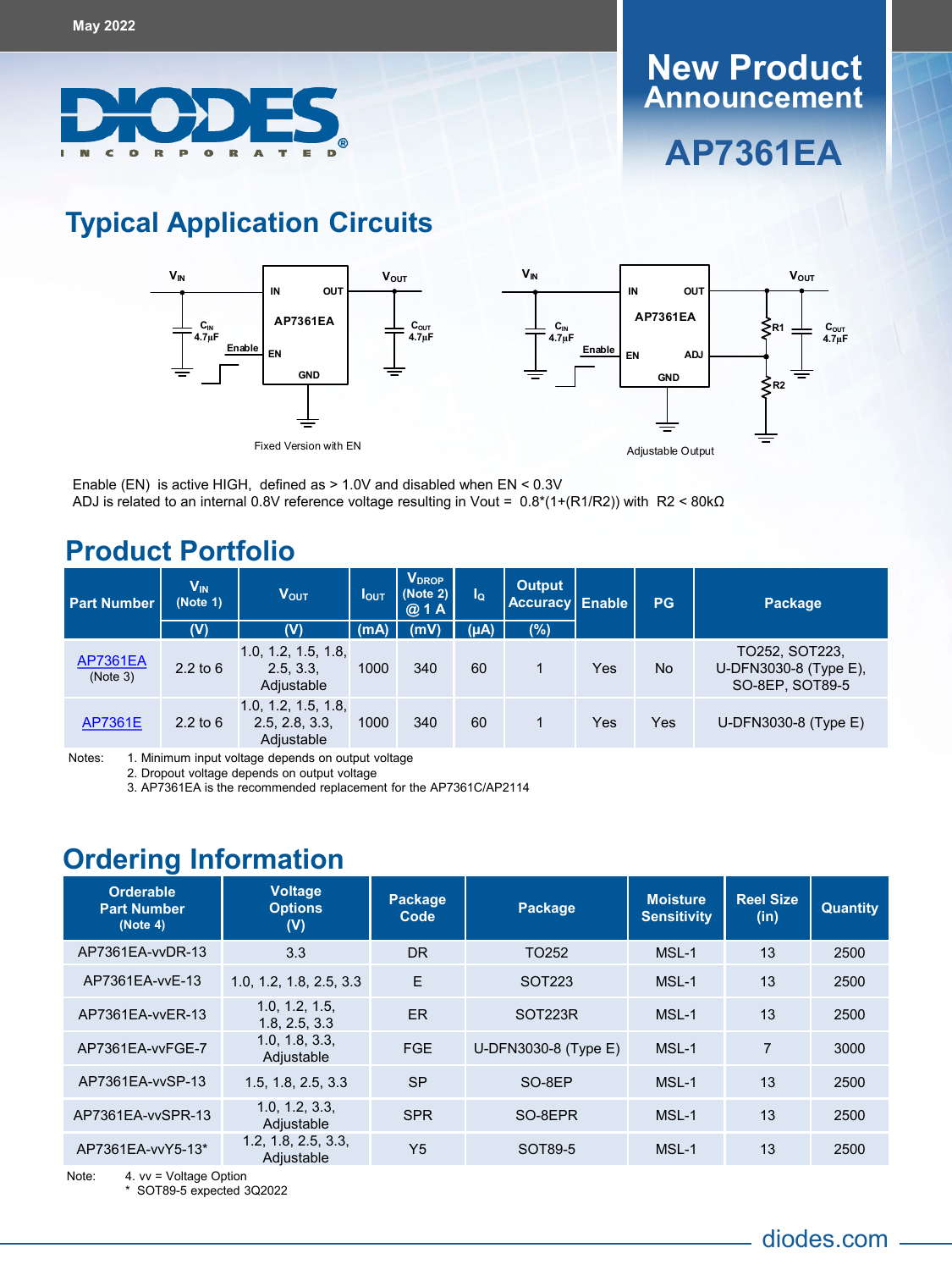May 2022

# New Product Announcement

# AP7361EA

## Typical Application Circuits

$V_{IN}$ IN OUT $V_{OUT}$
AP7361EA
$C_{IN}$ 4.7µF
Enable EN
GND
$C_{OUT}$ 4.7µF

Fixed Version with EN

$V_{IN}$ IN OUT $V_{OUT}$
AP7361EA
$C_{IN}$ 4.7µF
Enable EN ADJ
GND
R1
R2
$C_{OUT}$ 4.7µF

Adjustable Output

Enable (EN) is active HIGH, defined as > 1.0V and disabled when EN < 0.3V
ADJ is related to an internal 0.8V reference voltage resulting in Vout = 0.8*(1+(R1/R2)) with R2 < 80kΩ

## Product Portfolio

| Part Number | $V_{IN}$ (Note 1) (V) | $V_{OUT}$ (V) | $I_{OUT}$ (mA) | $V_{DROP}$ (Note 2) @ 1 A (mV) | $I_Q$ (µA) | Output Accuracy (%) | Enable | PG | Package |
|---|---|---|---|---|---|---|---|---|---|
| AP7361EA (Note 3) | 2.2 to 6 | 1.0, 1.2, 1.5, 1.8, 2.5, 3.3, Adjustable | 1000 | 340 | 60 | 1 | Yes | No | TO252, SOT223, U-DFN3030-8 (Type E), SO-8EP, SOT89-5 |
| AP7361E | 2.2 to 6 | 1.0, 1.2, 1.5, 1.8, 2.5, 2.8, 3.3, Adjustable | 1000 | 340 | 60 | 1 | Yes | Yes | U-DFN3030-8 (Type E) |

Notes:
1. Minimum input voltage depends on output voltage
2. Dropout voltage depends on output voltage
3. AP7361EA is the recommended replacement for the AP7361C/AP2114

## Ordering Information

| Orderable Part Number (Note 4) | Voltage Options (V) | Package Code | Package | Moisture Sensitivity | Reel Size (in) | Quantity |
|---|---|---|---|---|---|---|
| AP7361EA-vvDR-13 | 3.3 | DR | TO252 | MSL-1 | 13 | 2500 |
| AP7361EA-vvE-13 | 1.0, 1.2, 1.8, 2.5, 3.3 | E | SOT223 | MSL-1 | 13 | 2500 |
| AP7361EA-vvER-13 | 1.0, 1.2, 1.5, 1.8, 2.5, 3.3 | ER | SOT223R | MSL-1 | 13 | 2500 |
| AP7361EA-vvFGE-7 | 1.0, 1.8, 3.3, Adjustable | FGE | U-DFN3030-8 (Type E) | MSL-1 | 7 | 3000 |
| AP7361EA-vvSP-13 | 1.5, 1.8, 2.5, 3.3 | SP | SO-8EP | MSL-1 | 13 | 2500 |
| AP7361EA-vvSPR-13 | 1.0, 1.2, 3.3, Adjustable | SPR | SO-8EPR | MSL-1 | 13 | 2500 |
| AP7361EA-vvY5-13* | 1.2, 1.8, 2.5, 3.3, Adjustable | Y5 | SOT89-5 | MSL-1 | 13 | 2500 |

Note:
4. vv = Voltage Option
\* SOT89-5 expected 3Q2022

diodes.com